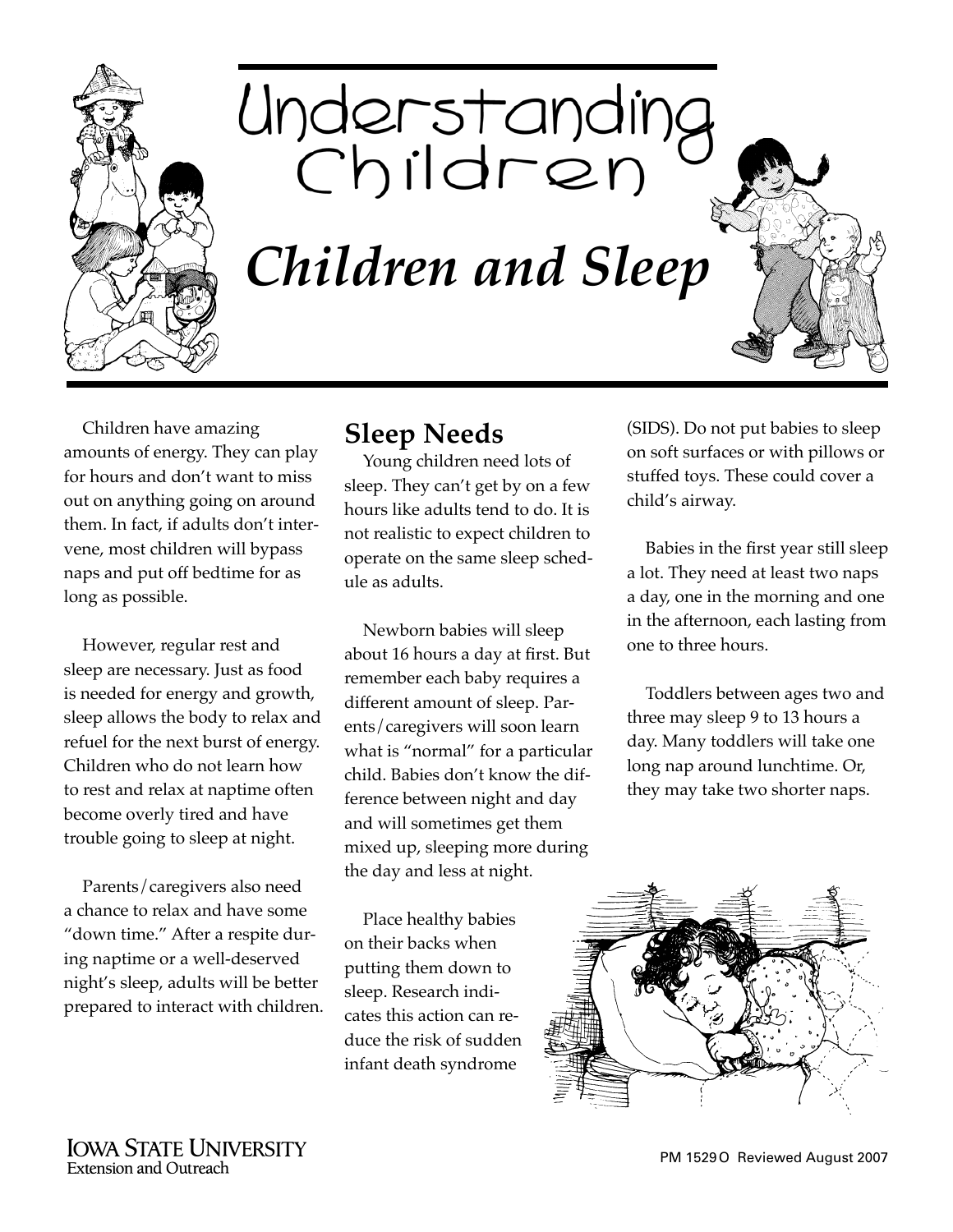# Understanding Children

## *Children and Sleep*

Children have amazing amounts of energy. They can play for hours and don't want to miss out on anything going on around them. In fact, if adults don't intervene, most children will bypass naps and put off bedtime for as long as possible.

However, regular rest and sleep are necessary. Just as food is needed for energy and growth, sleep allows the body to relax and refuel for the next burst of energy. Children who do not learn how to rest and relax at naptime often become overly tired and have trouble going to sleep at night.

Parents/caregivers also need a chance to relax and have some "down time." After a respite during naptime or a well-deserved night's sleep, adults will be better prepared to interact with children.

## Sleep Needs

Young children need lots of sleep. They can't get by on a few hours like adults tend to do. It is not realistic to expect children to operate on the same sleep schedule as adults.

Newborn babies will sleep about 16 hours a day at first. But remember each baby requires a different amount of sleep. Parents/caregivers will soon learn what is "normal" for a particular child. Babies don't know the difference between night and day and will sometimes get them mixed up, sleeping more during the day and less at night.

Place healthy babies on their backs when putting them down to sleep. Research indicates this action can reduce the risk of sudden infant death syndrome (SIDS). Do not put babies to sleep on soft surfaces or with pillows or stuffed toys. These could cover a child's airway.

Babies in the first year still sleep a lot. They need at least two naps a day, one in the morning and one in the afternoon, each lasting from one to three hours.

Toddlers between ages two and three may sleep 9 to 13 hours a day. Many toddlers will take one long nap around lunchtime. Or, they may take two shorter naps.

Iowa State University Extension and Outreach

PM 1529O Reviewed August 2007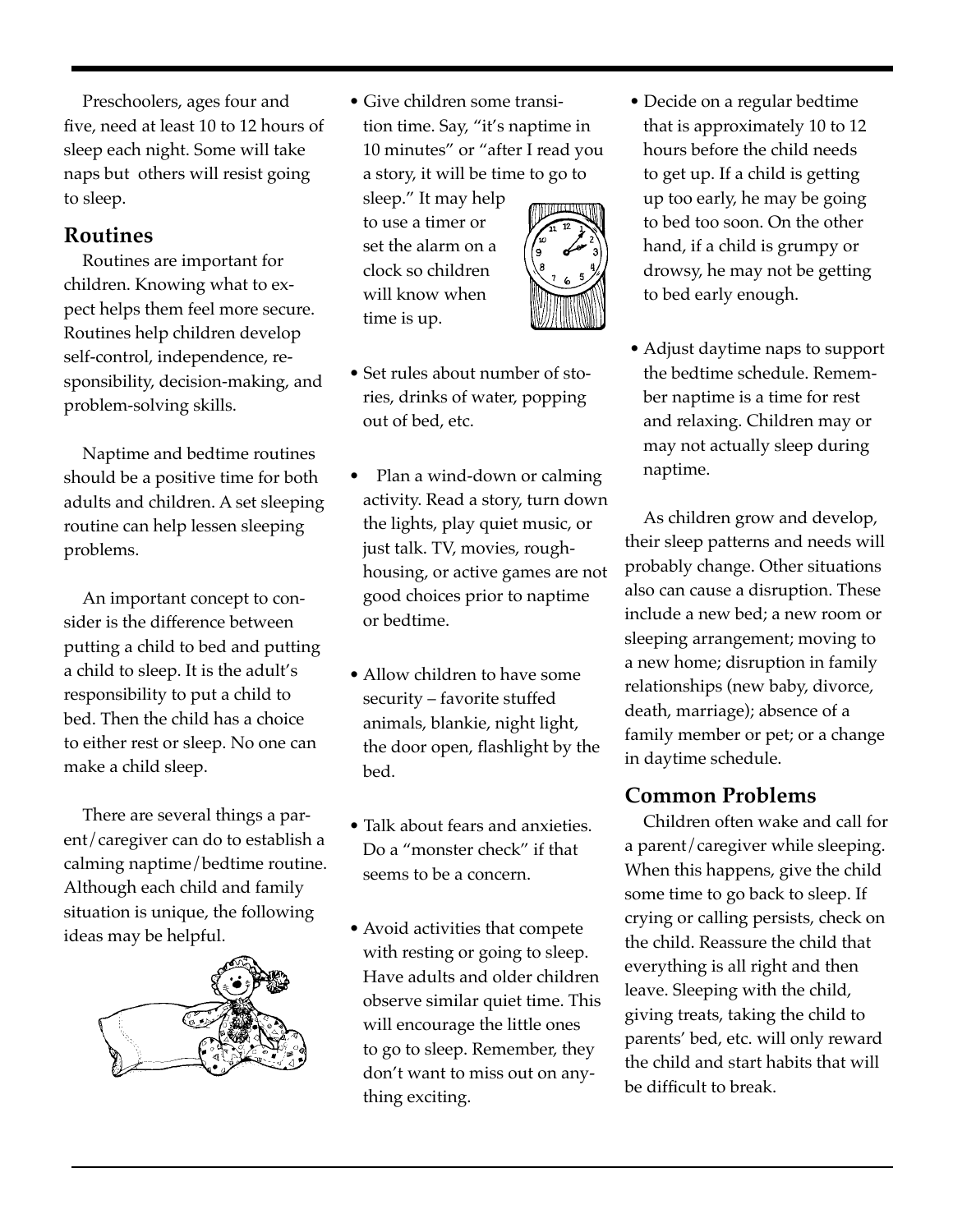Preschoolers, ages four and five, need at least 10 to 12 hours of sleep each night. Some will take naps but others will resist going to sleep.

## Routines

Routines are important for children. Knowing what to expect helps them feel more secure. Routines help children develop self-control, independence, responsibility, decision-making, and problem-solving skills.

Naptime and bedtime routines should be a positive time for both adults and children. A set sleeping routine can help lessen sleeping problems.

An important concept to consider is the difference between putting a child to bed and putting a child to sleep. It is the adult's responsibility to put a child to bed. Then the child has a choice to either rest or sleep. No one can make a child sleep.

There are several things a parent/caregiver can do to establish a calming naptime/bedtime routine. Although each child and family situation is unique, the following ideas may be helpful.

- Give children some transition time. Say, "it's naptime in 10 minutes" or "after I read you a story, it will be time to go to sleep." It may help to use a timer or set the alarm on a clock so children will know when time is up.
- Set rules about number of stories, drinks of water, popping out of bed, etc.
- Plan a wind-down or calming activity. Read a story, turn down the lights, play quiet music, or just talk. TV, movies, roughhousing, or active games are not good choices prior to naptime or bedtime.
- Allow children to have some security – favorite stuffed animals, blankie, night light, the door open, flashlight by the bed.
- Talk about fears and anxieties. Do a "monster check" if that seems to be a concern.
- Avoid activities that compete with resting or going to sleep. Have adults and older children observe similar quiet time. This will encourage the little ones to go to sleep. Remember, they don't want to miss out on anything exciting.
- Decide on a regular bedtime that is approximately 10 to 12 hours before the child needs to get up. If a child is getting up too early, he may be going to bed too soon. On the other hand, if a child is grumpy or drowsy, he may not be getting to bed early enough.
- Adjust daytime naps to support the bedtime schedule. Remember naptime is a time for rest and relaxing. Children may or may not actually sleep during naptime.

As children grow and develop, their sleep patterns and needs will probably change. Other situations also can cause a disruption. These include a new bed; a new room or sleeping arrangement; moving to a new home; disruption in family relationships (new baby, divorce, death, marriage); absence of a family member or pet; or a change in daytime schedule.

## Common Problems

Children often wake and call for a parent/caregiver while sleeping. When this happens, give the child some time to go back to sleep. If crying or calling persists, check on the child. Reassure the child that everything is all right and then leave. Sleeping with the child, giving treats, taking the child to parents' bed, etc. will only reward the child and start habits that will be difficult to break.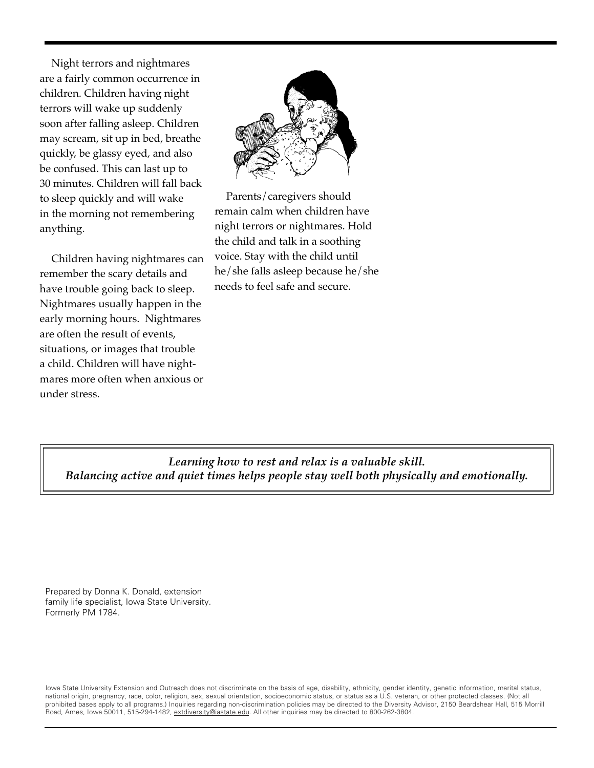Night terrors and nightmares are a fairly common occurrence in children. Children having night terrors will wake up suddenly soon after falling asleep. Children may scream, sit up in bed, breathe quickly, be glassy eyed, and also be confused. This can last up to 30 minutes. Children will fall back to sleep quickly and will wake in the morning not remembering anything.

Children having nightmares can remember the scary details and have trouble going back to sleep. Nightmares usually happen in the early morning hours. Nightmares are often the result of events, situations, or images that trouble a child. Children will have nightmares more often when anxious or under stress.

Parents/caregivers should remain calm when children have night terrors or nightmares. Hold the child and talk in a soothing voice. Stay with the child until he/she falls asleep because he/she needs to feel safe and secure.

***Learning how to rest and relax is a valuable skill.***
***Balancing active and quiet times helps people stay well both physically and emotionally.***

Prepared by Donna K. Donald, extension family life specialist, Iowa State University. Formerly PM 1784.

Iowa State University Extension and Outreach does not discriminate on the basis of age, disability, ethnicity, gender identity, genetic information, marital status, national origin, pregnancy, race, color, religion, sex, sexual orientation, socioeconomic status, or status as a U.S. veteran, or other protected classes. (Not all prohibited bases apply to all programs.) Inquiries regarding non-discrimination policies may be directed to the Diversity Advisor, 2150 Beardshear Hall, 515 Morrill Road, Ames, Iowa 50011, 515-294-1482, extdiversity@iastate.edu. All other inquiries may be directed to 800-262-3804.